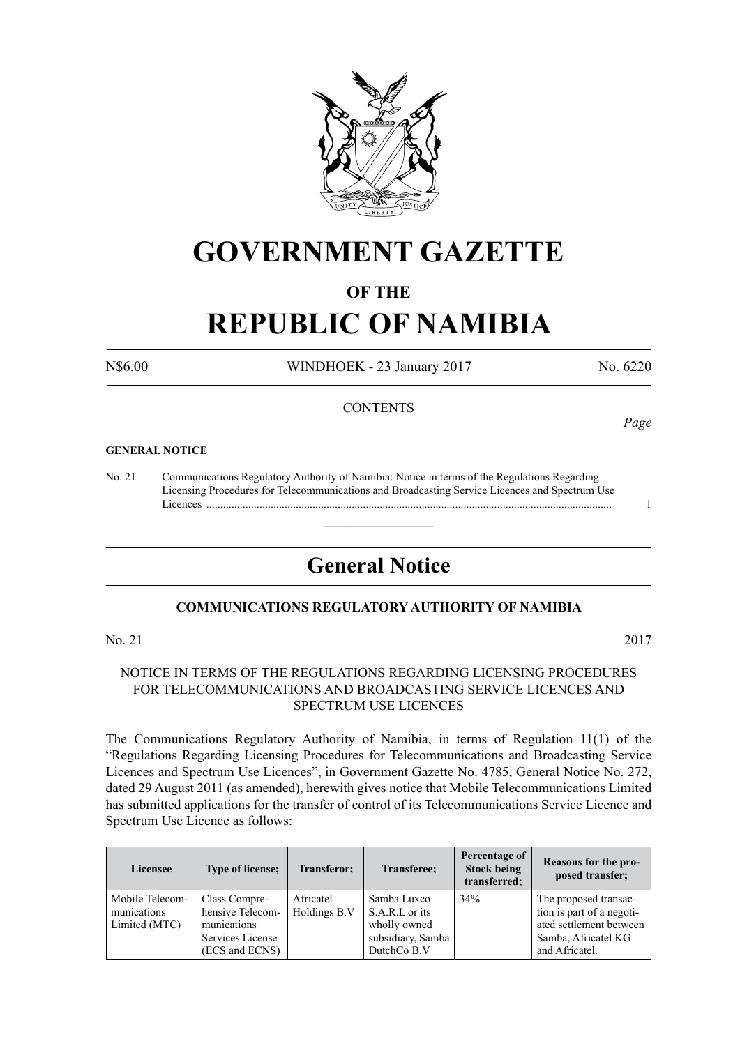# GOVERNMENT GAZETTE

## OF THE

# REPUBLIC OF NAMIBIA

N$6.00 WINDHOEK - 23 January 2017 No. 6220

CONTENTS

*Page*

**GENERAL NOTICE**

No. 21 Communications Regulatory Authority of Namibia: Notice in terms of the Regulations Regarding Licensing Procedures for Telecommunications and Broadcasting Service Licences and Spectrum Use Licences ................................................................................................................................................ 1

---

## General Notice

### COMMUNICATIONS REGULATORY AUTHORITY OF NAMIBIA

No. 21 2017

NOTICE IN TERMS OF THE REGULATIONS REGARDING LICENSING PROCEDURES FOR TELECOMMUNICATIONS AND BROADCASTING SERVICE LICENCES AND SPECTRUM USE LICENCES

The Communications Regulatory Authority of Namibia, in terms of Regulation 11(1) of the "Regulations Regarding Licensing Procedures for Telecommunications and Broadcasting Service Licences and Spectrum Use Licences", in Government Gazette No. 4785, General Notice No. 272, dated 29 August 2011 (as amended), herewith gives notice that Mobile Telecommunications Limited has submitted applications for the transfer of control of its Telecommunications Service Licence and Spectrum Use Licence as follows:

| Licensee | Type of license; | Transferor; | Transferee; | Percentage of Stock being transferred; | Reasons for the proposed transfer; |
|---|---|---|---|---|---|
| Mobile Telecommunications Limited (MTC) | Class Comprehensive Telecommunications Services License (ECS and ECNS) | Africatel Holdings B.V | Samba Luxco S.A.R.L or its wholly owned subsidiary, Samba DutchCo B.V | 34% | The proposed transaction is part of a negotiated settlement between Samba, Africatel KG and Africatel. |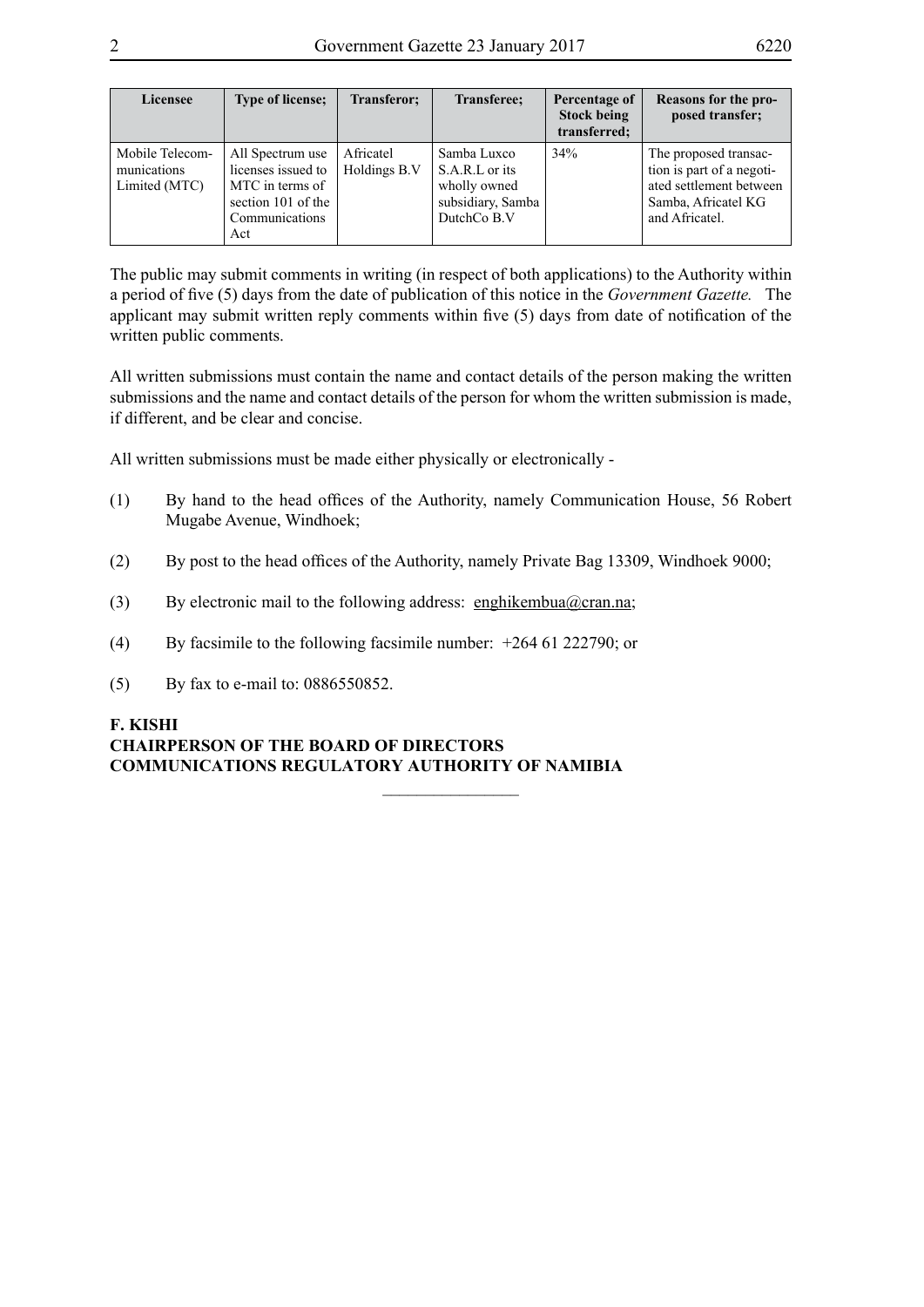| Licensee | Type of license; | Transferor; | Transferee; | Percentage of Stock being transferred; | Reasons for the proposed transfer; |
| --- | --- | --- | --- | --- | --- |
| Mobile Telecommunications Limited (MTC) | All Spectrum use licenses issued to MTC in terms of section 101 of the Communications Act | Africatel Holdings B.V | Samba Luxco S.A.R.L or its wholly owned subsidiary, Samba DutchCo B.V | 34% | The proposed transaction is part of a negotiated settlement between Samba, Africatel KG and Africatel. |

The public may submit comments in writing (in respect of both applications) to the Authority within a period of five (5) days from the date of publication of this notice in the *Government Gazette.* The applicant may submit written reply comments within five (5) days from date of notification of the written public comments.

All written submissions must contain the name and contact details of the person making the written submissions and the name and contact details of the person for whom the written submission is made, if different, and be clear and concise.

All written submissions must be made either physically or electronically -

(1) By hand to the head offices of the Authority, namely Communication House, 56 Robert Mugabe Avenue, Windhoek;

(2) By post to the head offices of the Authority, namely Private Bag 13309, Windhoek 9000;

(3) By electronic mail to the following address: enghikembua@cran.na;

(4) By facsimile to the following facsimile number: +264 61 222790; or

(5) By fax to e-mail to: 0886550852.

**F. KISHI**
**CHAIRPERSON OF THE BOARD OF DIRECTORS**
**COMMUNICATIONS REGULATORY AUTHORITY OF NAMIBIA**